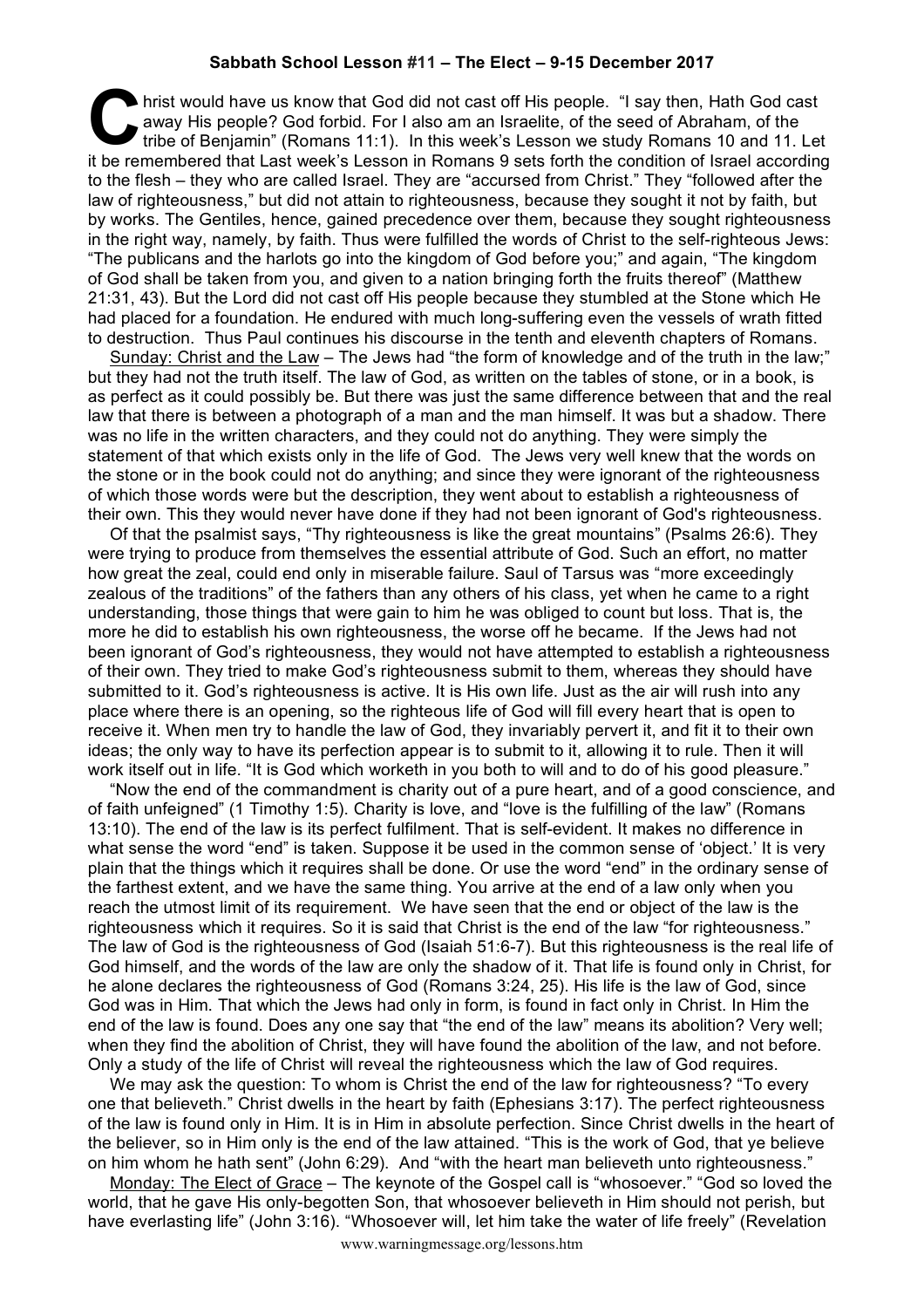# Sabbath School Lesson #11 – The Elect – 9-15 December 2017

Christ would have us know that God did not cast off His people. "I say then, Hath God cast away His people? God forbid. For I also am an Israelite, of the seed of Abraham, of the tribe of Benjamin" (Romans 11:1). In this week's Lesson we study Romans 10 and 11. Let it be remembered that Last week's Lesson in Romans 9 sets forth the condition of Israel according to the flesh – they who are called Israel. They are "accursed from Christ." They "followed after the law of righteousness," but did not attain to righteousness, because they sought it not by faith, but by works. The Gentiles, hence, gained precedence over them, because they sought righteousness in the right way, namely, by faith. Thus were fulfilled the words of Christ to the self-righteous Jews: "The publicans and the harlots go into the kingdom of God before you;" and again, "The kingdom of God shall be taken from you, and given to a nation bringing forth the fruits thereof" (Matthew 21:31, 43). But the Lord did not cast off His people because they stumbled at the Stone which He had placed for a foundation. He endured with much long-suffering even the vessels of wrath fitted to destruction. Thus Paul continues his discourse in the tenth and eleventh chapters of Romans.

Sunday: Christ and the Law – The Jews had "the form of knowledge and of the truth in the law;" but they had not the truth itself. The law of God, as written on the tables of stone, or in a book, is as perfect as it could possibly be. But there was just the same difference between that and the real law that there is between a photograph of a man and the man himself. It was but a shadow. There was no life in the written characters, and they could not do anything. They were simply the statement of that which exists only in the life of God. The Jews very well knew that the words on the stone or in the book could not do anything; and since they were ignorant of the righteousness of which those words were but the description, they went about to establish a righteousness of their own. This they would never have done if they had not been ignorant of God's righteousness.

Of that the psalmist says, "Thy righteousness is like the great mountains" (Psalms 26:6). They were trying to produce from themselves the essential attribute of God. Such an effort, no matter how great the zeal, could end only in miserable failure. Saul of Tarsus was "more exceedingly zealous of the traditions" of the fathers than any others of his class, yet when he came to a right understanding, those things that were gain to him he was obliged to count but loss. That is, the more he did to establish his own righteousness, the worse off he became. If the Jews had not been ignorant of God's righteousness, they would not have attempted to establish a righteousness of their own. They tried to make God's righteousness submit to them, whereas they should have submitted to it. God's righteousness is active. It is His own life. Just as the air will rush into any place where there is an opening, so the righteous life of God will fill every heart that is open to receive it. When men try to handle the law of God, they invariably pervert it, and fit it to their own ideas; the only way to have its perfection appear is to submit to it, allowing it to rule. Then it will work itself out in life. "It is God which worketh in you both to will and to do of his good pleasure."

"Now the end of the commandment is charity out of a pure heart, and of a good conscience, and of faith unfeigned" (1 Timothy 1:5). Charity is love, and "love is the fulfilling of the law" (Romans 13:10). The end of the law is its perfect fulfilment. That is self-evident. It makes no difference in what sense the word "end" is taken. Suppose it be used in the common sense of 'object.' It is very plain that the things which it requires shall be done. Or use the word "end" in the ordinary sense of the farthest extent, and we have the same thing. You arrive at the end of a law only when you reach the utmost limit of its requirement. We have seen that the end or object of the law is the righteousness which it requires. So it is said that Christ is the end of the law "for righteousness." The law of God is the righteousness of God (Isaiah 51:6-7). But this righteousness is the real life of God himself, and the words of the law are only the shadow of it. That life is found only in Christ, for he alone declares the righteousness of God (Romans 3:24, 25). His life is the law of God, since God was in Him. That which the Jews had only in form, is found in fact only in Christ. In Him the end of the law is found. Does any one say that "the end of the law" means its abolition? Very well; when they find the abolition of Christ, they will have found the abolition of the law, and not before. Only a study of the life of Christ will reveal the righteousness which the law of God requires.

We may ask the question: To whom is Christ the end of the law for righteousness? "To every one that believeth." Christ dwells in the heart by faith (Ephesians 3:17). The perfect righteousness of the law is found only in Him. It is in Him in absolute perfection. Since Christ dwells in the heart of the believer, so in Him only is the end of the law attained. "This is the work of God, that ye believe on him whom he hath sent" (John 6:29). And "with the heart man believeth unto righteousness."

Monday: The Elect of Grace – The keynote of the Gospel call is "whosoever." "God so loved the world, that he gave His only-begotten Son, that whosoever believeth in Him should not perish, but have everlasting life" (John 3:16). "Whosoever will, let him take the water of life freely" (Revelation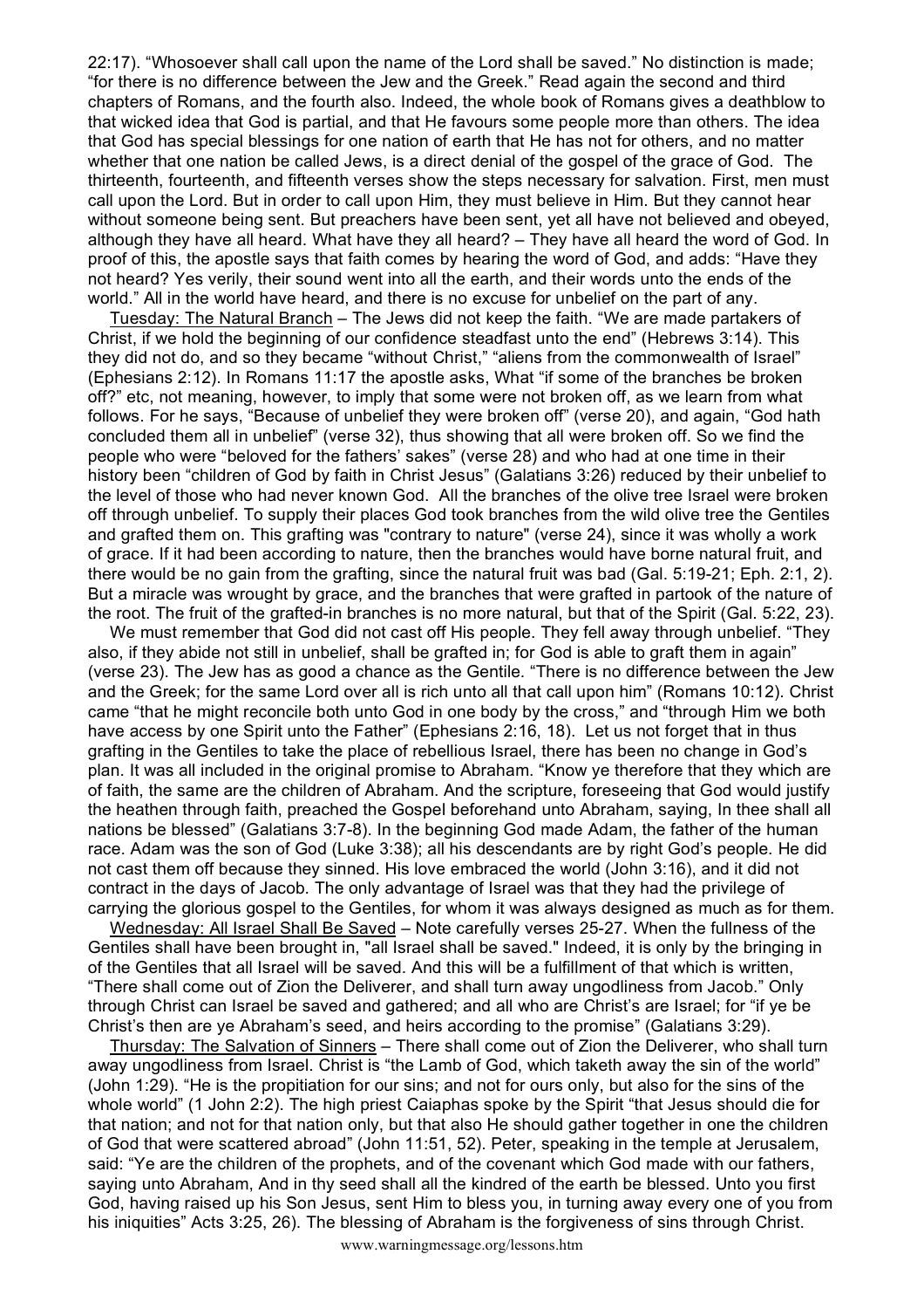22:17). "Whosoever shall call upon the name of the Lord shall be saved." No distinction is made; "for there is no difference between the Jew and the Greek." Read again the second and third chapters of Romans, and the fourth also. Indeed, the whole book of Romans gives a deathblow to that wicked idea that God is partial, and that He favours some people more than others. The idea that God has special blessings for one nation of earth that He has not for others, and no matter whether that one nation be called Jews, is a direct denial of the gospel of the grace of God. The thirteenth, fourteenth, and fifteenth verses show the steps necessary for salvation. First, men must call upon the Lord. But in order to call upon Him, they must believe in Him. But they cannot hear without someone being sent. But preachers have been sent, yet all have not believed and obeyed, although they have all heard. What have they all heard? – They have all heard the word of God. In proof of this, the apostle says that faith comes by hearing the word of God, and adds: "Have they not heard? Yes verily, their sound went into all the earth, and their words unto the ends of the world." All in the world have heard, and there is no excuse for unbelief on the part of any.

<u>Tuesday: The Natural Branch</u> – The Jews did not keep the faith. "We are made partakers of Christ, if we hold the beginning of our confidence steadfast unto the end" (Hebrews 3:14). This they did not do, and so they became "without Christ," "aliens from the commonwealth of Israel" (Ephesians 2:12). In Romans 11:17 the apostle asks, What "if some of the branches be broken off?" etc, not meaning, however, to imply that some were not broken off, as we learn from what follows. For he says, "Because of unbelief they were broken off" (verse 20), and again, "God hath concluded them all in unbelief" (verse 32), thus showing that all were broken off. So we find the people who were "beloved for the fathers' sakes" (verse 28) and who had at one time in their history been "children of God by faith in Christ Jesus" (Galatians 3:26) reduced by their unbelief to the level of those who had never known God. All the branches of the olive tree Israel were broken off through unbelief. To supply their places God took branches from the wild olive tree the Gentiles and grafted them on. This grafting was "contrary to nature" (verse 24), since it was wholly a work of grace. If it had been according to nature, then the branches would have borne natural fruit, and there would be no gain from the grafting, since the natural fruit was bad (Gal. 5:19-21; Eph. 2:1, 2). But a miracle was wrought by grace, and the branches that were grafted in partook of the nature of the root. The fruit of the grafted-in branches is no more natural, but that of the Spirit (Gal. 5:22, 23).

We must remember that God did not cast off His people. They fell away through unbelief. "They also, if they abide not still in unbelief, shall be grafted in; for God is able to graft them in again" (verse 23). The Jew has as good a chance as the Gentile. "There is no difference between the Jew and the Greek; for the same Lord over all is rich unto all that call upon him" (Romans 10:12). Christ came "that he might reconcile both unto God in one body by the cross," and "through Him we both have access by one Spirit unto the Father" (Ephesians 2:16, 18). Let us not forget that in thus grafting in the Gentiles to take the place of rebellious Israel, there has been no change in God's plan. It was all included in the original promise to Abraham. "Know ye therefore that they which are of faith, the same are the children of Abraham. And the scripture, foreseeing that God would justify the heathen through faith, preached the Gospel beforehand unto Abraham, saying, In thee shall all nations be blessed" (Galatians 3:7-8). In the beginning God made Adam, the father of the human race. Adam was the son of God (Luke 3:38); all his descendants are by right God's people. He did not cast them off because they sinned. His love embraced the world (John 3:16), and it did not contract in the days of Jacob. The only advantage of Israel was that they had the privilege of carrying the glorious gospel to the Gentiles, for whom it was always designed as much as for them.

<u>Wednesday: All Israel Shall Be Saved</u> – Note carefully verses 25-27. When the fullness of the Gentiles shall have been brought in, "all Israel shall be saved." Indeed, it is only by the bringing in of the Gentiles that all Israel will be saved. And this will be a fulfillment of that which is written, "There shall come out of Zion the Deliverer, and shall turn away ungodliness from Jacob." Only through Christ can Israel be saved and gathered; and all who are Christ's are Israel; for "if ye be Christ's then are ye Abraham's seed, and heirs according to the promise" (Galatians 3:29).

<u>Thursday: The Salvation of Sinners</u> – There shall come out of Zion the Deliverer, who shall turn away ungodliness from Israel. Christ is "the Lamb of God, which taketh away the sin of the world" (John 1:29). "He is the propitiation for our sins; and not for ours only, but also for the sins of the whole world" (1 John 2:2). The high priest Caiaphas spoke by the Spirit "that Jesus should die for that nation; and not for that nation only, but that also He should gather together in one the children of God that were scattered abroad" (John 11:51, 52). Peter, speaking in the temple at Jerusalem, said: "Ye are the children of the prophets, and of the covenant which God made with our fathers, saying unto Abraham, And in thy seed shall all the kindred of the earth be blessed. Unto you first God, having raised up his Son Jesus, sent Him to bless you, in turning away every one of you from his iniquities" Acts 3:25, 26). The blessing of Abraham is the forgiveness of sins through Christ.

www.warningmessage.org/lessons.htm